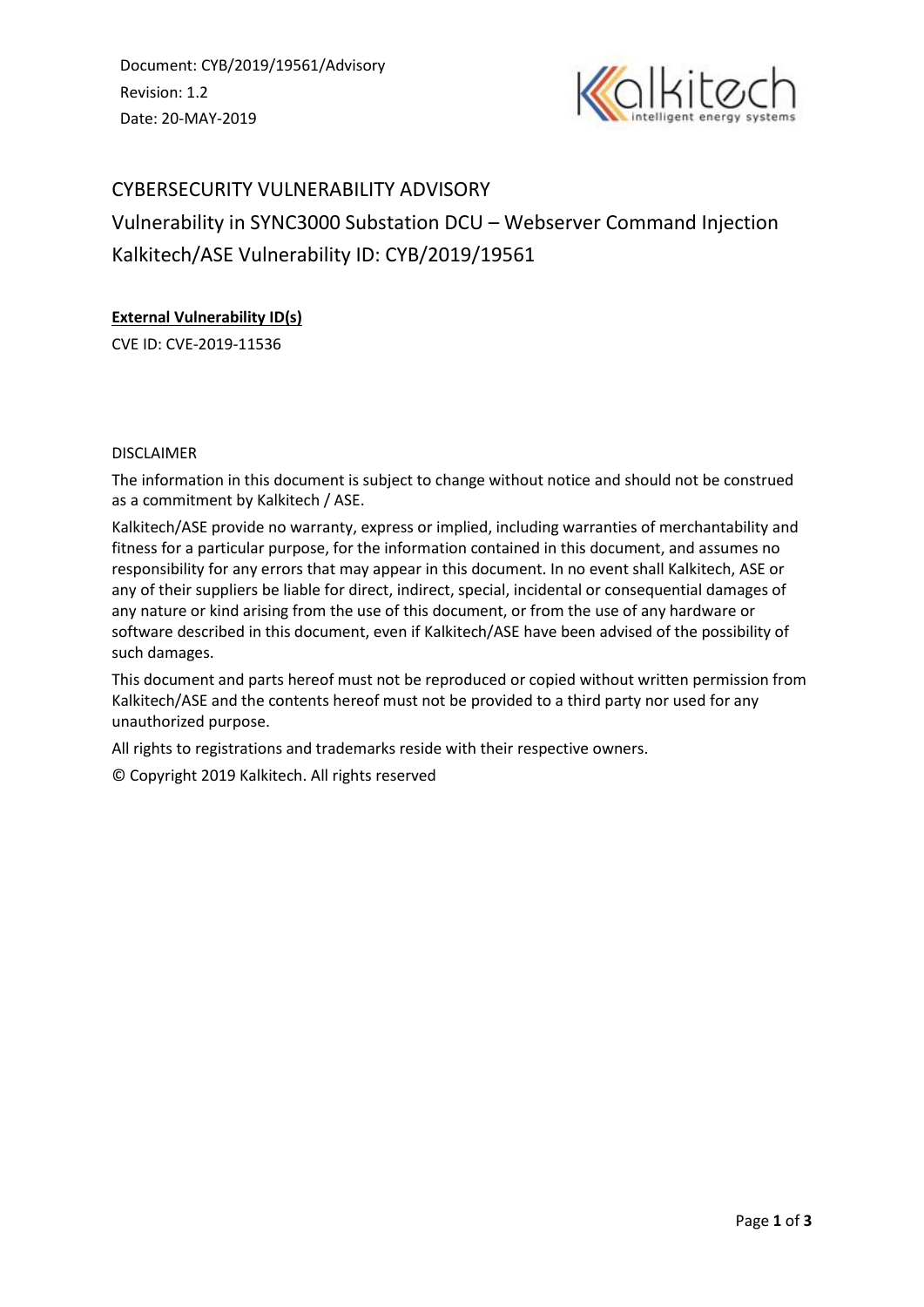Document: CYB/2019/19561/Advisory
Revision: 1.2
Date: 20-MAY-2019

# CYBERSECURITY VULNERABILITY ADVISORY

## Vulnerability in SYNC3000 Substation DCU – Webserver Command Injection

## Kalkitech/ASE Vulnerability ID: CYB/2019/19561

**External Vulnerability ID(s)**

CVE ID: CVE-2019-11536

DISCLAIMER

The information in this document is subject to change without notice and should not be construed as a commitment by Kalkitech / ASE.

Kalkitech/ASE provide no warranty, express or implied, including warranties of merchantability and fitness for a particular purpose, for the information contained in this document, and assumes no responsibility for any errors that may appear in this document. In no event shall Kalkitech, ASE or any of their suppliers be liable for direct, indirect, special, incidental or consequential damages of any nature or kind arising from the use of this document, or from the use of any hardware or software described in this document, even if Kalkitech/ASE have been advised of the possibility of such damages.

This document and parts hereof must not be reproduced or copied without written permission from Kalkitech/ASE and the contents hereof must not be provided to a third party nor used for any unauthorized purpose.

All rights to registrations and trademarks reside with their respective owners.

© Copyright 2019 Kalkitech. All rights reserved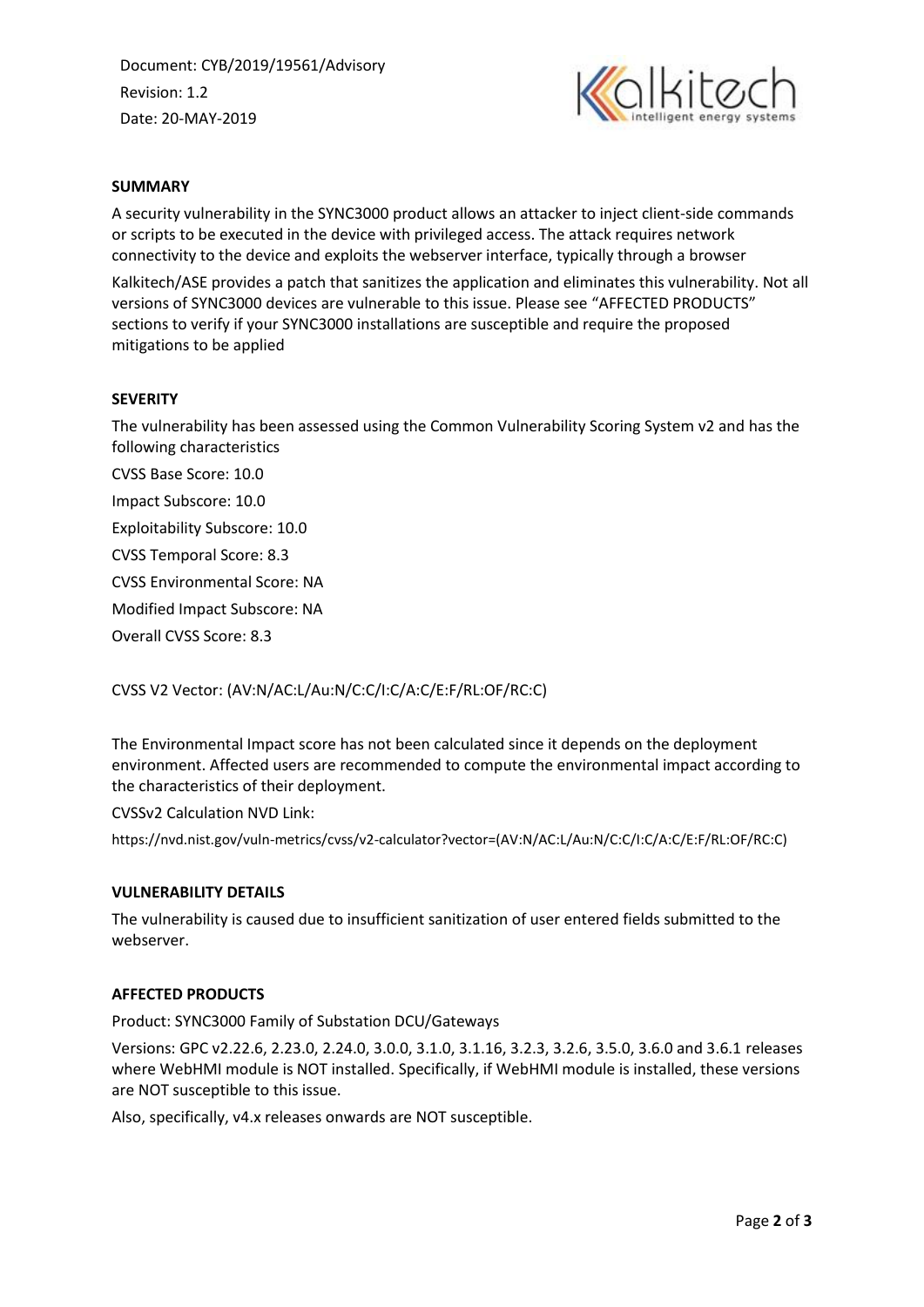Document: CYB/2019/19561/Advisory
Revision: 1.2
Date: 20-MAY-2019

## SUMMARY

A security vulnerability in the SYNC3000 product allows an attacker to inject client-side commands or scripts to be executed in the device with privileged access. The attack requires network connectivity to the device and exploits the webserver interface, typically through a browser

Kalkitech/ASE provides a patch that sanitizes the application and eliminates this vulnerability. Not all versions of SYNC3000 devices are vulnerable to this issue. Please see "AFFECTED PRODUCTS" sections to verify if your SYNC3000 installations are susceptible and require the proposed mitigations to be applied

## SEVERITY

The vulnerability has been assessed using the Common Vulnerability Scoring System v2 and has the following characteristics

CVSS Base Score: 10.0

Impact Subscore: 10.0

Exploitability Subscore: 10.0

CVSS Temporal Score: 8.3

CVSS Environmental Score: NA

Modified Impact Subscore: NA

Overall CVSS Score: 8.3

CVSS V2 Vector: (AV:N/AC:L/Au:N/C:C/I:C/A:C/E:F/RL:OF/RC:C)

The Environmental Impact score has not been calculated since it depends on the deployment environment. Affected users are recommended to compute the environmental impact according to the characteristics of their deployment.

CVSSv2 Calculation NVD Link:

https://nvd.nist.gov/vuln-metrics/cvss/v2-calculator?vector=(AV:N/AC:L/Au:N/C:C/I:C/A:C/E:F/RL:OF/RC:C)

## VULNERABILITY DETAILS

The vulnerability is caused due to insufficient sanitization of user entered fields submitted to the webserver.

## AFFECTED PRODUCTS

Product: SYNC3000 Family of Substation DCU/Gateways

Versions: GPC v2.22.6, 2.23.0, 2.24.0, 3.0.0, 3.1.0, 3.1.16, 3.2.3, 3.2.6, 3.5.0, 3.6.0 and 3.6.1 releases where WebHMI module is NOT installed. Specifically, if WebHMI module is installed, these versions are NOT susceptible to this issue.

Also, specifically, v4.x releases onwards are NOT susceptible.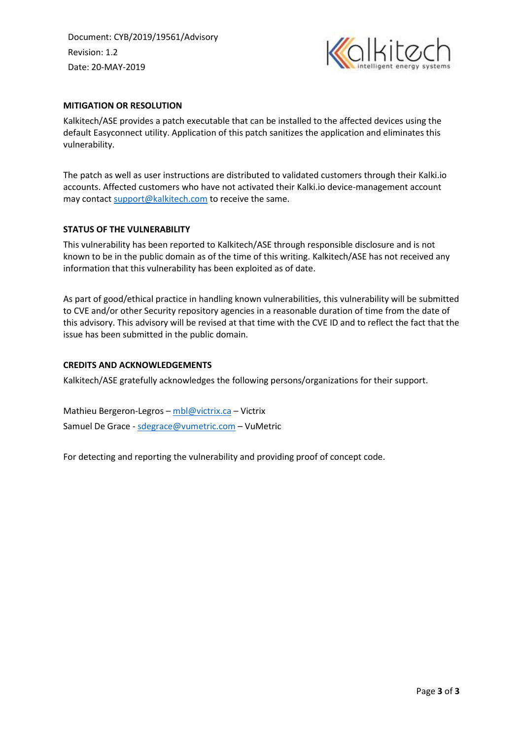## MITIGATION OR RESOLUTION

Kalkitech/ASE provides a patch executable that can be installed to the affected devices using the default Easyconnect utility. Application of this patch sanitizes the application and eliminates this vulnerability.

The patch as well as user instructions are distributed to validated customers through their Kalki.io accounts. Affected customers who have not activated their Kalki.io device-management account may contact support@kalkitech.com to receive the same.

## STATUS OF THE VULNERABILITY

This vulnerability has been reported to Kalkitech/ASE through responsible disclosure and is not known to be in the public domain as of the time of this writing. Kalkitech/ASE has not received any information that this vulnerability has been exploited as of date.

As part of good/ethical practice in handling known vulnerabilities, this vulnerability will be submitted to CVE and/or other Security repository agencies in a reasonable duration of time from the date of this advisory. This advisory will be revised at that time with the CVE ID and to reflect the fact that the issue has been submitted in the public domain.

## CREDITS AND ACKNOWLEDGEMENTS

Kalkitech/ASE gratefully acknowledges the following persons/organizations for their support.

Mathieu Bergeron-Legros – mbl@victrix.ca – Victrix
Samuel De Grace - sdegrace@vumetric.com – VuMetric

For detecting and reporting the vulnerability and providing proof of concept code.